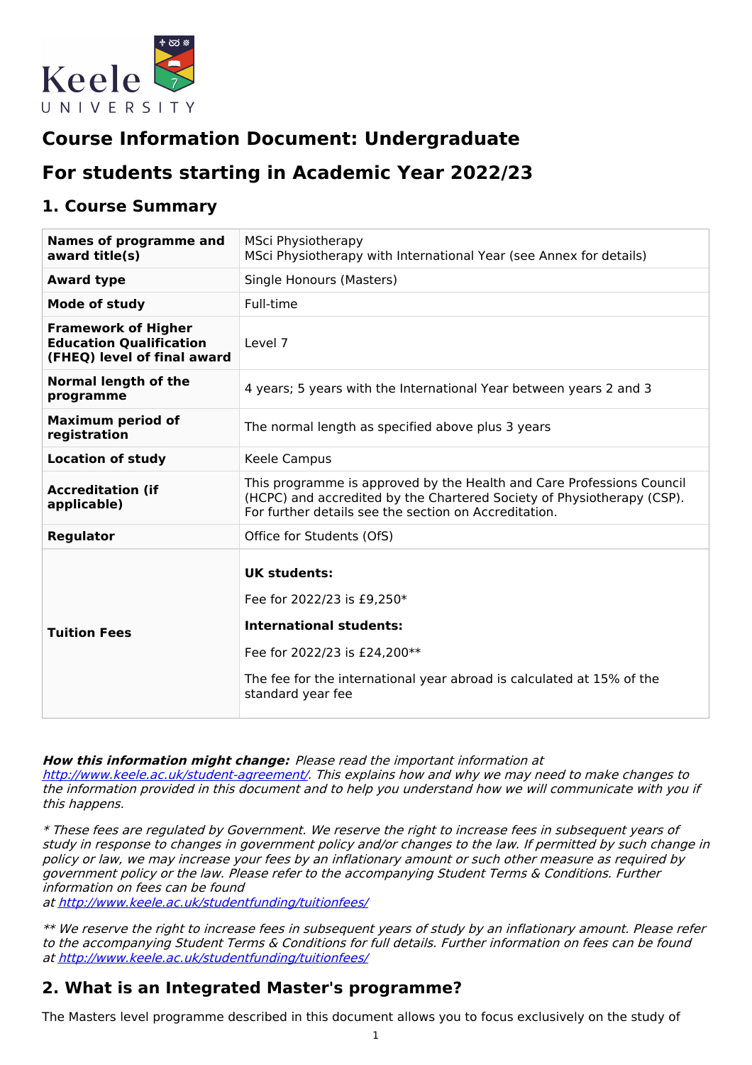Keele UNIVERSITY

# Course Information Document: Undergraduate

# For students starting in Academic Year 2022/23

## 1. Course Summary

| | |
|---|---|
| **Names of programme and award title(s)** | MSci Physiotherapy<br>MSci Physiotherapy with International Year (see Annex for details) |
| **Award type** | Single Honours (Masters) |
| **Mode of study** | Full-time |
| **Framework of Higher Education Qualification (FHEQ) level of final award** | Level 7 |
| **Normal length of the programme** | 4 years; 5 years with the International Year between years 2 and 3 |
| **Maximum period of registration** | The normal length as specified above plus 3 years |
| **Location of study** | Keele Campus |
| **Accreditation (if applicable)** | This programme is approved by the Health and Care Professions Council (HCPC) and accredited by the Chartered Society of Physiotherapy (CSP). For further details see the section on Accreditation. |
| **Regulator** | Office for Students (OfS) |
| **Tuition Fees** | **UK students:**<br>Fee for 2022/23 is £9,250*<br>**International students:**<br>Fee for 2022/23 is £24,200**<br>The fee for the international year abroad is calculated at 15% of the standard year fee |

***How this information might change:*** *Please read the important information at [http://www.keele.ac.uk/student-agreement/](http://www.keele.ac.uk/student-agreement/). This explains how and why we may need to make changes to the information provided in this document and to help you understand how we will communicate with you if this happens.*

*\* These fees are regulated by Government. We reserve the right to increase fees in subsequent years of study in response to changes in government policy and/or changes to the law. If permitted by such change in policy or law, we may increase your fees by an inflationary amount or such other measure as required by government policy or the law. Please refer to the accompanying Student Terms & Conditions. Further information on fees can be found at [http://www.keele.ac.uk/studentfunding/tuitionfees/](http://www.keele.ac.uk/studentfunding/tuitionfees/)*

*\*\* We reserve the right to increase fees in subsequent years of study by an inflationary amount. Please refer to the accompanying Student Terms & Conditions for full details. Further information on fees can be found at [http://www.keele.ac.uk/studentfunding/tuitionfees/](http://www.keele.ac.uk/studentfunding/tuitionfees/)*

## 2. What is an Integrated Master's programme?

The Masters level programme described in this document allows you to focus exclusively on the study of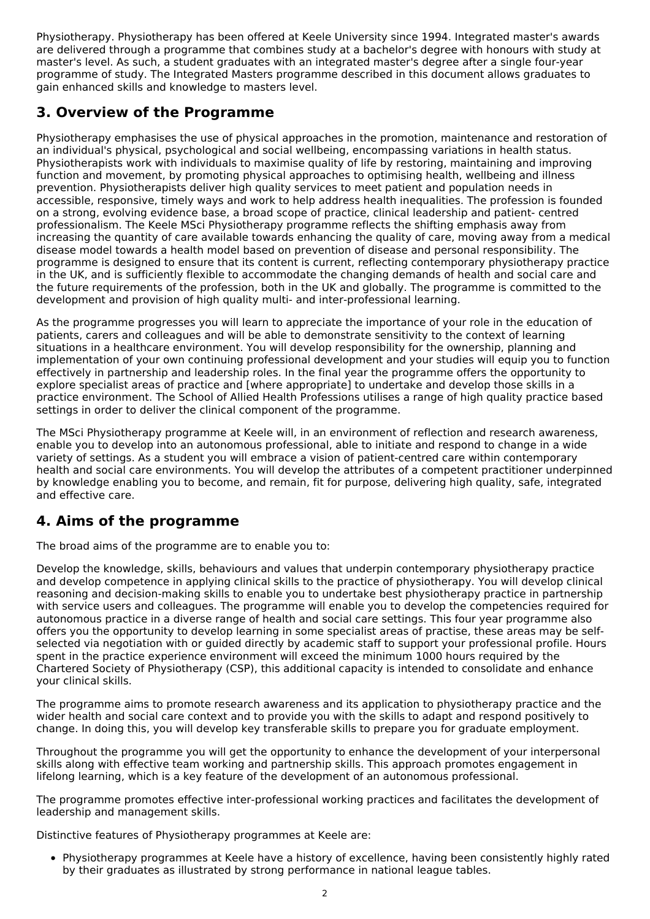Physiotherapy. Physiotherapy has been offered at Keele University since 1994. Integrated master's awards are delivered through a programme that combines study at a bachelor's degree with honours with study at master's level. As such, a student graduates with an integrated master's degree after a single four-year programme of study. The Integrated Masters programme described in this document allows graduates to gain enhanced skills and knowledge to masters level.

## 3. Overview of the Programme

Physiotherapy emphasises the use of physical approaches in the promotion, maintenance and restoration of an individual's physical, psychological and social wellbeing, encompassing variations in health status. Physiotherapists work with individuals to maximise quality of life by restoring, maintaining and improving function and movement, by promoting physical approaches to optimising health, wellbeing and illness prevention. Physiotherapists deliver high quality services to meet patient and population needs in accessible, responsive, timely ways and work to help address health inequalities. The profession is founded on a strong, evolving evidence base, a broad scope of practice, clinical leadership and patient- centred professionalism. The Keele MSci Physiotherapy programme reflects the shifting emphasis away from increasing the quantity of care available towards enhancing the quality of care, moving away from a medical disease model towards a health model based on prevention of disease and personal responsibility. The programme is designed to ensure that its content is current, reflecting contemporary physiotherapy practice in the UK, and is sufficiently flexible to accommodate the changing demands of health and social care and the future requirements of the profession, both in the UK and globally. The programme is committed to the development and provision of high quality multi- and inter-professional learning.

As the programme progresses you will learn to appreciate the importance of your role in the education of patients, carers and colleagues and will be able to demonstrate sensitivity to the context of learning situations in a healthcare environment. You will develop responsibility for the ownership, planning and implementation of your own continuing professional development and your studies will equip you to function effectively in partnership and leadership roles. In the final year the programme offers the opportunity to explore specialist areas of practice and [where appropriate] to undertake and develop those skills in a practice environment. The School of Allied Health Professions utilises a range of high quality practice based settings in order to deliver the clinical component of the programme.

The MSci Physiotherapy programme at Keele will, in an environment of reflection and research awareness, enable you to develop into an autonomous professional, able to initiate and respond to change in a wide variety of settings. As a student you will embrace a vision of patient-centred care within contemporary health and social care environments. You will develop the attributes of a competent practitioner underpinned by knowledge enabling you to become, and remain, fit for purpose, delivering high quality, safe, integrated and effective care.

## 4. Aims of the programme

The broad aims of the programme are to enable you to:

Develop the knowledge, skills, behaviours and values that underpin contemporary physiotherapy practice and develop competence in applying clinical skills to the practice of physiotherapy. You will develop clinical reasoning and decision-making skills to enable you to undertake best physiotherapy practice in partnership with service users and colleagues. The programme will enable you to develop the competencies required for autonomous practice in a diverse range of health and social care settings. This four year programme also offers you the opportunity to develop learning in some specialist areas of practise, these areas may be self-selected via negotiation with or guided directly by academic staff to support your professional profile. Hours spent in the practice experience environment will exceed the minimum 1000 hours required by the Chartered Society of Physiotherapy (CSP), this additional capacity is intended to consolidate and enhance your clinical skills.

The programme aims to promote research awareness and its application to physiotherapy practice and the wider health and social care context and to provide you with the skills to adapt and respond positively to change. In doing this, you will develop key transferable skills to prepare you for graduate employment.

Throughout the programme you will get the opportunity to enhance the development of your interpersonal skills along with effective team working and partnership skills. This approach promotes engagement in lifelong learning, which is a key feature of the development of an autonomous professional.

The programme promotes effective inter-professional working practices and facilitates the development of leadership and management skills.

Distinctive features of Physiotherapy programmes at Keele are:

- Physiotherapy programmes at Keele have a history of excellence, having been consistently highly rated by their graduates as illustrated by strong performance in national league tables.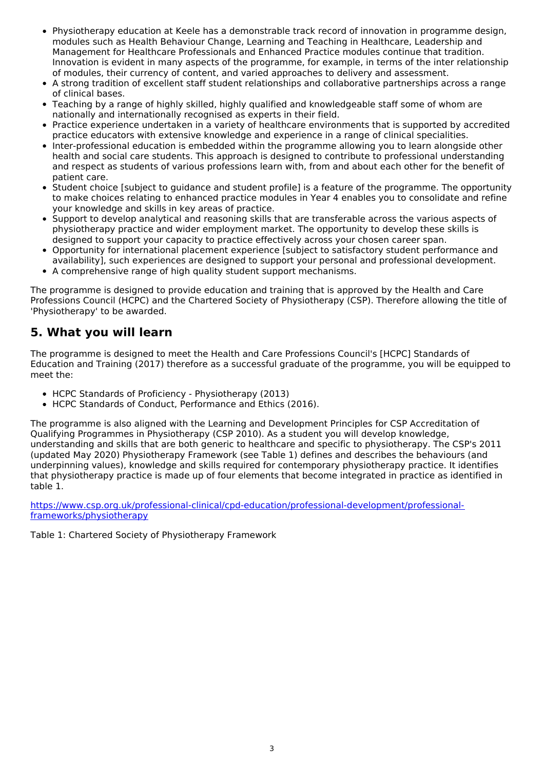- Physiotherapy education at Keele has a demonstrable track record of innovation in programme design, modules such as Health Behaviour Change, Learning and Teaching in Healthcare, Leadership and Management for Healthcare Professionals and Enhanced Practice modules continue that tradition. Innovation is evident in many aspects of the programme, for example, in terms of the inter relationship of modules, their currency of content, and varied approaches to delivery and assessment.
- A strong tradition of excellent staff student relationships and collaborative partnerships across a range of clinical bases.
- Teaching by a range of highly skilled, highly qualified and knowledgeable staff some of whom are nationally and internationally recognised as experts in their field.
- Practice experience undertaken in a variety of healthcare environments that is supported by accredited practice educators with extensive knowledge and experience in a range of clinical specialities.
- Inter-professional education is embedded within the programme allowing you to learn alongside other health and social care students. This approach is designed to contribute to professional understanding and respect as students of various professions learn with, from and about each other for the benefit of patient care.
- Student choice [subject to guidance and student profile] is a feature of the programme. The opportunity to make choices relating to enhanced practice modules in Year 4 enables you to consolidate and refine your knowledge and skills in key areas of practice.
- Support to develop analytical and reasoning skills that are transferable across the various aspects of physiotherapy practice and wider employment market. The opportunity to develop these skills is designed to support your capacity to practice effectively across your chosen career span.
- Opportunity for international placement experience [subject to satisfactory student performance and availability], such experiences are designed to support your personal and professional development.
- A comprehensive range of high quality student support mechanisms.

The programme is designed to provide education and training that is approved by the Health and Care Professions Council (HCPC) and the Chartered Society of Physiotherapy (CSP). Therefore allowing the title of 'Physiotherapy' to be awarded.

## 5. What you will learn

The programme is designed to meet the Health and Care Professions Council's [HCPC] Standards of Education and Training (2017) therefore as a successful graduate of the programme, you will be equipped to meet the:

- HCPC Standards of Proficiency - Physiotherapy (2013)
- HCPC Standards of Conduct, Performance and Ethics (2016).

The programme is also aligned with the Learning and Development Principles for CSP Accreditation of Qualifying Programmes in Physiotherapy (CSP 2010). As a student you will develop knowledge, understanding and skills that are both generic to healthcare and specific to physiotherapy. The CSP's 2011 (updated May 2020) Physiotherapy Framework (see Table 1) defines and describes the behaviours (and underpinning values), knowledge and skills required for contemporary physiotherapy practice. It identifies that physiotherapy practice is made up of four elements that become integrated in practice as identified in table 1.

[https://www.csp.org.uk/professional-clinical/cpd-education/professional-development/professional-frameworks/physiotherapy](https://www.csp.org.uk/professional-clinical/cpd-education/professional-development/professional-frameworks/physiotherapy)

Table 1: Chartered Society of Physiotherapy Framework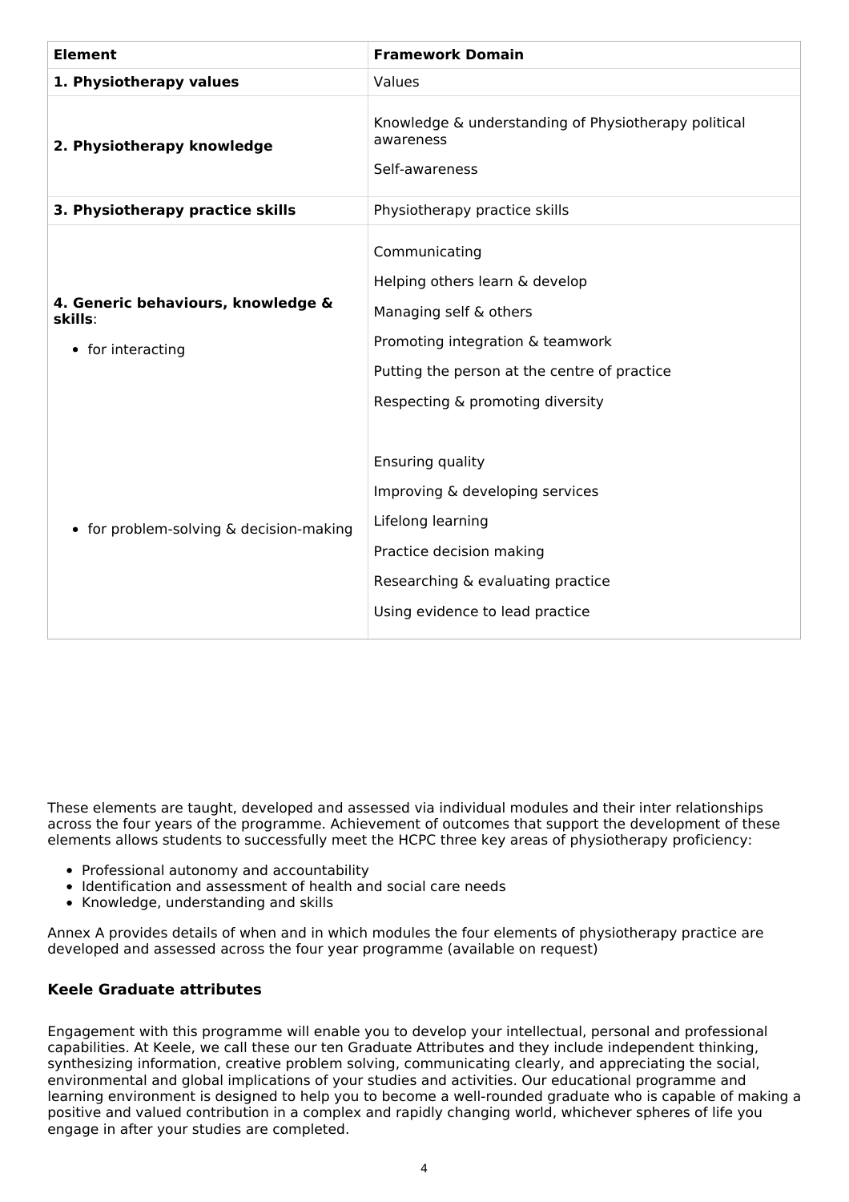| Element | Framework Domain |
| --- | --- |
| **1. Physiotherapy values** | Values |
| **2. Physiotherapy knowledge** | Knowledge & understanding of Physiotherapy political awareness<br>Self-awareness |
| **3. Physiotherapy practice skills** | Physiotherapy practice skills |
| **4. Generic behaviours, knowledge & skills**:<br>• for interacting | Communicating<br>Helping others learn & develop<br>Managing self & others<br>Promoting integration & teamwork<br>Putting the person at the centre of practice<br>Respecting & promoting diversity |
| • for problem-solving & decision-making | Ensuring quality<br>Improving & developing services<br>Lifelong learning<br>Practice decision making<br>Researching & evaluating practice<br>Using evidence to lead practice |

These elements are taught, developed and assessed via individual modules and their inter relationships across the four years of the programme. Achievement of outcomes that support the development of these elements allows students to successfully meet the HCPC three key areas of physiotherapy proficiency:

- Professional autonomy and accountability
- Identification and assessment of health and social care needs
- Knowledge, understanding and skills

Annex A provides details of when and in which modules the four elements of physiotherapy practice are developed and assessed across the four year programme (available on request)

### Keele Graduate attributes

Engagement with this programme will enable you to develop your intellectual, personal and professional capabilities. At Keele, we call these our ten Graduate Attributes and they include independent thinking, synthesizing information, creative problem solving, communicating clearly, and appreciating the social, environmental and global implications of your studies and activities. Our educational programme and learning environment is designed to help you to become a well-rounded graduate who is capable of making a positive and valued contribution in a complex and rapidly changing world, whichever spheres of life you engage in after your studies are completed.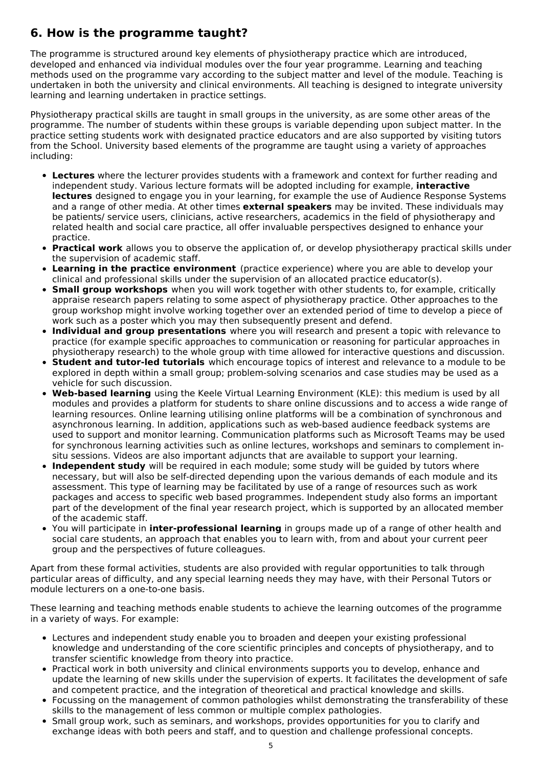## 6. How is the programme taught?

The programme is structured around key elements of physiotherapy practice which are introduced, developed and enhanced via individual modules over the four year programme. Learning and teaching methods used on the programme vary according to the subject matter and level of the module. Teaching is undertaken in both the university and clinical environments. All teaching is designed to integrate university learning and learning undertaken in practice settings.

Physiotherapy practical skills are taught in small groups in the university, as are some other areas of the programme. The number of students within these groups is variable depending upon subject matter. In the practice setting students work with designated practice educators and are also supported by visiting tutors from the School. University based elements of the programme are taught using a variety of approaches including:

- **Lectures** where the lecturer provides students with a framework and context for further reading and independent study. Various lecture formats will be adopted including for example, **interactive lectures** designed to engage you in your learning, for example the use of Audience Response Systems and a range of other media. At other times **external speakers** may be invited. These individuals may be patients/ service users, clinicians, active researchers, academics in the field of physiotherapy and related health and social care practice, all offer invaluable perspectives designed to enhance your practice.
- **Practical work** allows you to observe the application of, or develop physiotherapy practical skills under the supervision of academic staff.
- **Learning in the practice environment** (practice experience) where you are able to develop your clinical and professional skills under the supervision of an allocated practice educator(s).
- **Small group workshops** when you will work together with other students to, for example, critically appraise research papers relating to some aspect of physiotherapy practice. Other approaches to the group workshop might involve working together over an extended period of time to develop a piece of work such as a poster which you may then subsequently present and defend.
- **Individual and group presentations** where you will research and present a topic with relevance to practice (for example specific approaches to communication or reasoning for particular approaches in physiotherapy research) to the whole group with time allowed for interactive questions and discussion.
- **Student and tutor-led tutorials** which encourage topics of interest and relevance to a module to be explored in depth within a small group; problem-solving scenarios and case studies may be used as a vehicle for such discussion.
- **Web-based learning** using the Keele Virtual Learning Environment (KLE): this medium is used by all modules and provides a platform for students to share online discussions and to access a wide range of learning resources. Online learning utilising online platforms will be a combination of synchronous and asynchronous learning. In addition, applications such as web-based audience feedback systems are used to support and monitor learning. Communication platforms such as Microsoft Teams may be used for synchronous learning activities such as online lectures, workshops and seminars to complement in-situ sessions. Videos are also important adjuncts that are available to support your learning.
- **Independent study** will be required in each module; some study will be guided by tutors where necessary, but will also be self-directed depending upon the various demands of each module and its assessment. This type of learning may be facilitated by use of a range of resources such as work packages and access to specific web based programmes. Independent study also forms an important part of the development of the final year research project, which is supported by an allocated member of the academic staff.
- You will participate in **inter-professional learning** in groups made up of a range of other health and social care students, an approach that enables you to learn with, from and about your current peer group and the perspectives of future colleagues.

Apart from these formal activities, students are also provided with regular opportunities to talk through particular areas of difficulty, and any special learning needs they may have, with their Personal Tutors or module lecturers on a one-to-one basis.

These learning and teaching methods enable students to achieve the learning outcomes of the programme in a variety of ways. For example:

- Lectures and independent study enable you to broaden and deepen your existing professional knowledge and understanding of the core scientific principles and concepts of physiotherapy, and to transfer scientific knowledge from theory into practice.
- Practical work in both university and clinical environments supports you to develop, enhance and update the learning of new skills under the supervision of experts. It facilitates the development of safe and competent practice, and the integration of theoretical and practical knowledge and skills.
- Focussing on the management of common pathologies whilst demonstrating the transferability of these skills to the management of less common or multiple complex pathologies.
- Small group work, such as seminars, and workshops, provides opportunities for you to clarify and exchange ideas with both peers and staff, and to question and challenge professional concepts.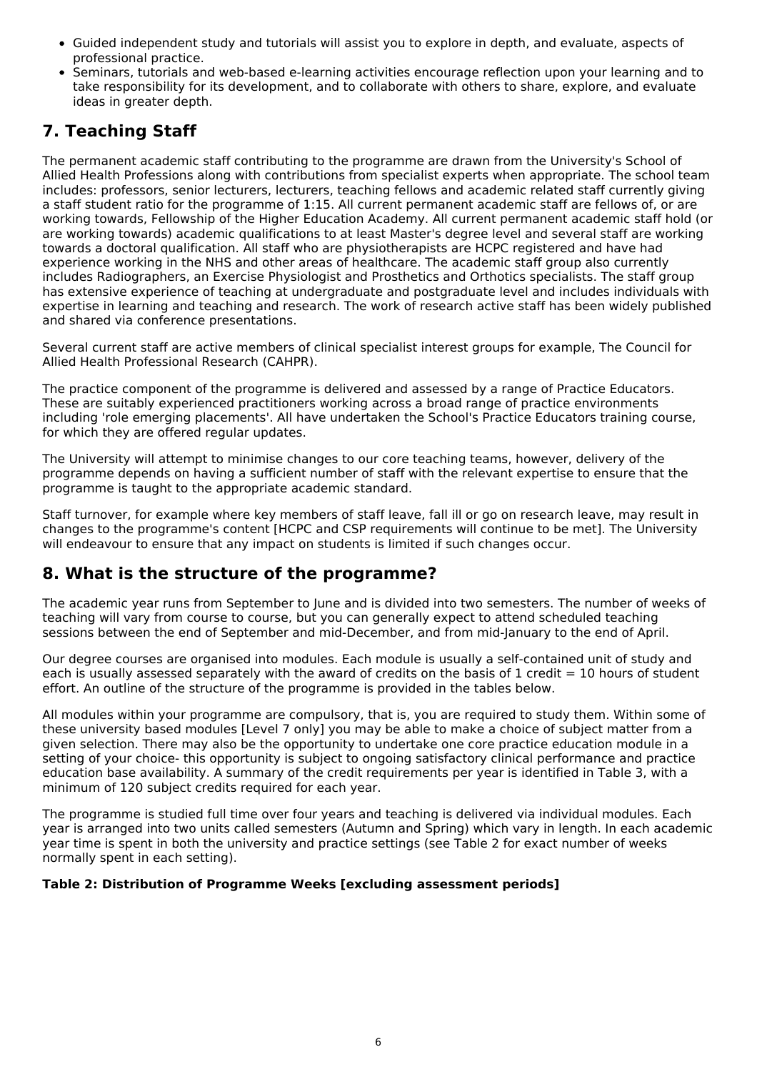- Guided independent study and tutorials will assist you to explore in depth, and evaluate, aspects of professional practice.
- Seminars, tutorials and web-based e-learning activities encourage reflection upon your learning and to take responsibility for its development, and to collaborate with others to share, explore, and evaluate ideas in greater depth.

## 7. Teaching Staff

The permanent academic staff contributing to the programme are drawn from the University's School of Allied Health Professions along with contributions from specialist experts when appropriate. The school team includes: professors, senior lecturers, lecturers, teaching fellows and academic related staff currently giving a staff student ratio for the programme of 1:15. All current permanent academic staff are fellows of, or are working towards, Fellowship of the Higher Education Academy. All current permanent academic staff hold (or are working towards) academic qualifications to at least Master's degree level and several staff are working towards a doctoral qualification. All staff who are physiotherapists are HCPC registered and have had experience working in the NHS and other areas of healthcare. The academic staff group also currently includes Radiographers, an Exercise Physiologist and Prosthetics and Orthotics specialists. The staff group has extensive experience of teaching at undergraduate and postgraduate level and includes individuals with expertise in learning and teaching and research. The work of research active staff has been widely published and shared via conference presentations.

Several current staff are active members of clinical specialist interest groups for example, The Council for Allied Health Professional Research (CAHPR).

The practice component of the programme is delivered and assessed by a range of Practice Educators. These are suitably experienced practitioners working across a broad range of practice environments including 'role emerging placements'. All have undertaken the School's Practice Educators training course, for which they are offered regular updates.

The University will attempt to minimise changes to our core teaching teams, however, delivery of the programme depends on having a sufficient number of staff with the relevant expertise to ensure that the programme is taught to the appropriate academic standard.

Staff turnover, for example where key members of staff leave, fall ill or go on research leave, may result in changes to the programme's content [HCPC and CSP requirements will continue to be met]. The University will endeavour to ensure that any impact on students is limited if such changes occur.

## 8. What is the structure of the programme?

The academic year runs from September to June and is divided into two semesters. The number of weeks of teaching will vary from course to course, but you can generally expect to attend scheduled teaching sessions between the end of September and mid-December, and from mid-January to the end of April.

Our degree courses are organised into modules. Each module is usually a self-contained unit of study and each is usually assessed separately with the award of credits on the basis of 1 credit = 10 hours of student effort. An outline of the structure of the programme is provided in the tables below.

All modules within your programme are compulsory, that is, you are required to study them. Within some of these university based modules [Level 7 only] you may be able to make a choice of subject matter from a given selection. There may also be the opportunity to undertake one core practice education module in a setting of your choice- this opportunity is subject to ongoing satisfactory clinical performance and practice education base availability. A summary of the credit requirements per year is identified in Table 3, with a minimum of 120 subject credits required for each year.

The programme is studied full time over four years and teaching is delivered via individual modules. Each year is arranged into two units called semesters (Autumn and Spring) which vary in length. In each academic year time is spent in both the university and practice settings (see Table 2 for exact number of weeks normally spent in each setting).

**Table 2: Distribution of Programme Weeks [excluding assessment periods]**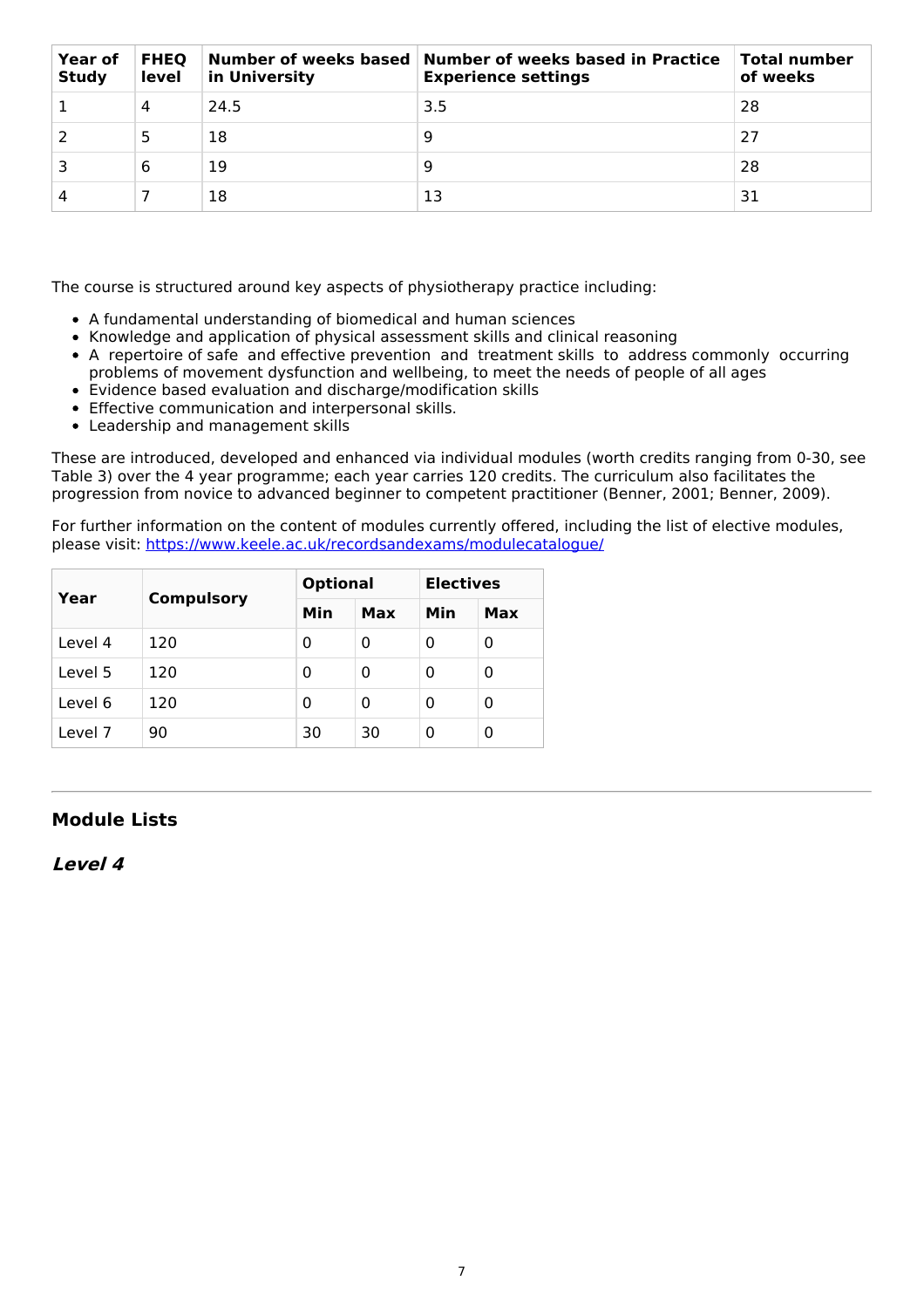| Year of Study | FHEQ level | Number of weeks based in University | Number of weeks based in Practice Experience settings | Total number of weeks |
|---|---|---|---|---|
| 1 | 4 | 24.5 | 3.5 | 28 |
| 2 | 5 | 18 | 9 | 27 |
| 3 | 6 | 19 | 9 | 28 |
| 4 | 7 | 18 | 13 | 31 |

The course is structured around key aspects of physiotherapy practice including:

- A fundamental understanding of biomedical and human sciences
- Knowledge and application of physical assessment skills and clinical reasoning
- A repertoire of safe and effective prevention and treatment skills to address commonly occurring problems of movement dysfunction and wellbeing, to meet the needs of people of all ages
- Evidence based evaluation and discharge/modification skills
- Effective communication and interpersonal skills.
- Leadership and management skills

These are introduced, developed and enhanced via individual modules (worth credits ranging from 0-30, see Table 3) over the 4 year programme; each year carries 120 credits. The curriculum also facilitates the progression from novice to advanced beginner to competent practitioner (Benner, 2001; Benner, 2009).

For further information on the content of modules currently offered, including the list of elective modules, please visit: [https://www.keele.ac.uk/recordsandexams/modulecatalogue/](https://www.keele.ac.uk/recordsandexams/modulecatalogue/)

| Year | Compulsory | Optional | | Electives | |
|---|---|---|---|---|---|
| | | Min | Max | Min | Max |
| Level 4 | 120 | 0 | 0 | 0 | 0 |
| Level 5 | 120 | 0 | 0 | 0 | 0 |
| Level 6 | 120 | 0 | 0 | 0 | 0 |
| Level 7 | 90 | 30 | 30 | 0 | 0 |

## Module Lists

### *Level 4*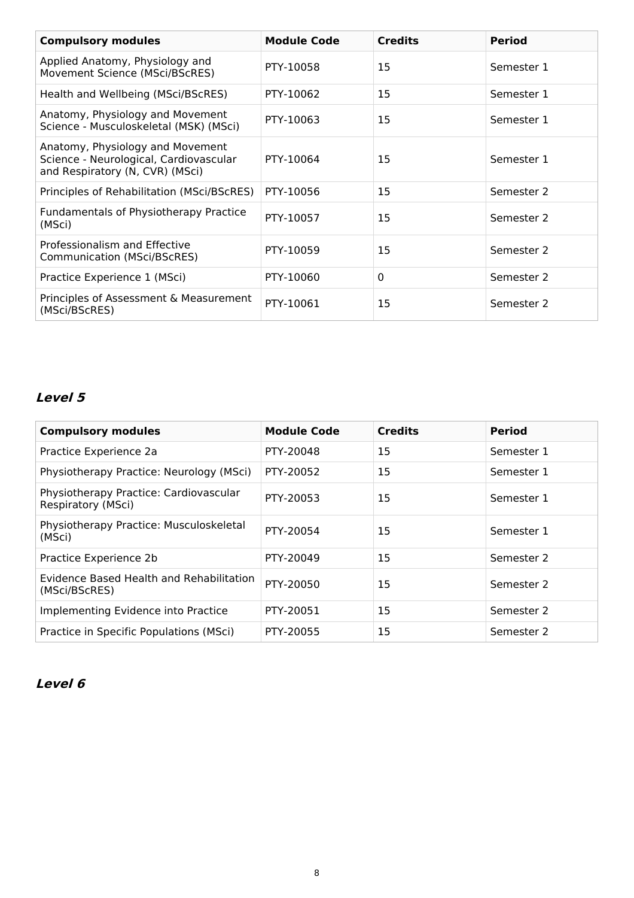| Compulsory modules | Module Code | Credits | Period |
|---|---|---|---|
| Applied Anatomy, Physiology and Movement Science (MSci/BScRES) | PTY-10058 | 15 | Semester 1 |
| Health and Wellbeing (MSci/BScRES) | PTY-10062 | 15 | Semester 1 |
| Anatomy, Physiology and Movement Science - Musculoskeletal (MSK) (MSci) | PTY-10063 | 15 | Semester 1 |
| Anatomy, Physiology and Movement Science - Neurological, Cardiovascular and Respiratory (N, CVR) (MSci) | PTY-10064 | 15 | Semester 1 |
| Principles of Rehabilitation (MSci/BScRES) | PTY-10056 | 15 | Semester 2 |
| Fundamentals of Physiotherapy Practice (MSci) | PTY-10057 | 15 | Semester 2 |
| Professionalism and Effective Communication (MSci/BScRES) | PTY-10059 | 15 | Semester 2 |
| Practice Experience 1 (MSci) | PTY-10060 | 0 | Semester 2 |
| Principles of Assessment & Measurement (MSci/BScRES) | PTY-10061 | 15 | Semester 2 |

### *Level 5*

| Compulsory modules | Module Code | Credits | Period |
|---|---|---|---|
| Practice Experience 2a | PTY-20048 | 15 | Semester 1 |
| Physiotherapy Practice: Neurology (MSci) | PTY-20052 | 15 | Semester 1 |
| Physiotherapy Practice: Cardiovascular Respiratory (MSci) | PTY-20053 | 15 | Semester 1 |
| Physiotherapy Practice: Musculoskeletal (MSci) | PTY-20054 | 15 | Semester 1 |
| Practice Experience 2b | PTY-20049 | 15 | Semester 2 |
| Evidence Based Health and Rehabilitation (MSci/BScRES) | PTY-20050 | 15 | Semester 2 |
| Implementing Evidence into Practice | PTY-20051 | 15 | Semester 2 |
| Practice in Specific Populations (MSci) | PTY-20055 | 15 | Semester 2 |

### *Level 6*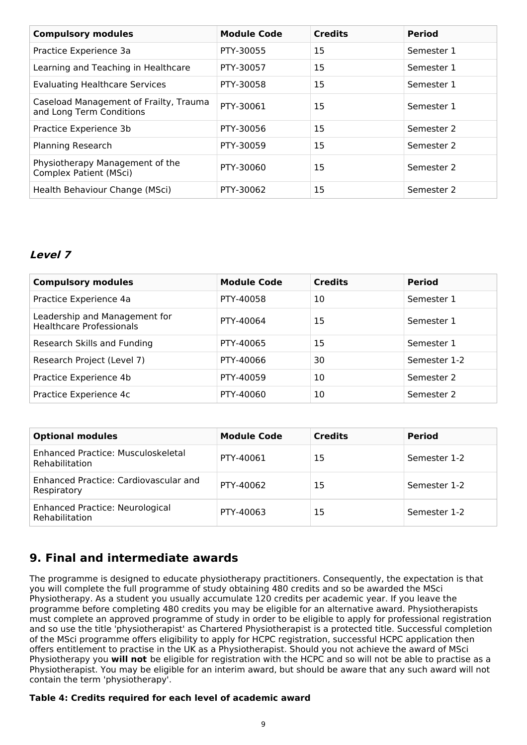| Compulsory modules | Module Code | Credits | Period |
| --- | --- | --- | --- |
| Practice Experience 3a | PTY-30055 | 15 | Semester 1 |
| Learning and Teaching in Healthcare | PTY-30057 | 15 | Semester 1 |
| Evaluating Healthcare Services | PTY-30058 | 15 | Semester 1 |
| Caseload Management of Frailty, Trauma and Long Term Conditions | PTY-30061 | 15 | Semester 1 |
| Practice Experience 3b | PTY-30056 | 15 | Semester 2 |
| Planning Research | PTY-30059 | 15 | Semester 2 |
| Physiotherapy Management of the Complex Patient (MSci) | PTY-30060 | 15 | Semester 2 |
| Health Behaviour Change (MSci) | PTY-30062 | 15 | Semester 2 |

### *Level 7*

| Compulsory modules | Module Code | Credits | Period |
| --- | --- | --- | --- |
| Practice Experience 4a | PTY-40058 | 10 | Semester 1 |
| Leadership and Management for Healthcare Professionals | PTY-40064 | 15 | Semester 1 |
| Research Skills and Funding | PTY-40065 | 15 | Semester 1 |
| Research Project (Level 7) | PTY-40066 | 30 | Semester 1-2 |
| Practice Experience 4b | PTY-40059 | 10 | Semester 2 |
| Practice Experience 4c | PTY-40060 | 10 | Semester 2 |

| Optional modules | Module Code | Credits | Period |
| --- | --- | --- | --- |
| Enhanced Practice: Musculoskeletal Rehabilitation | PTY-40061 | 15 | Semester 1-2 |
| Enhanced Practice: Cardiovascular and Respiratory | PTY-40062 | 15 | Semester 1-2 |
| Enhanced Practice: Neurological Rehabilitation | PTY-40063 | 15 | Semester 1-2 |

## 9. Final and intermediate awards

The programme is designed to educate physiotherapy practitioners. Consequently, the expectation is that you will complete the full programme of study obtaining 480 credits and so be awarded the MSci Physiotherapy. As a student you usually accumulate 120 credits per academic year. If you leave the programme before completing 480 credits you may be eligible for an alternative award. Physiotherapists must complete an approved programme of study in order to be eligible to apply for professional registration and so use the title 'physiotherapist' as Chartered Physiotherapist is a protected title. Successful completion of the MSci programme offers eligibility to apply for HCPC registration, successful HCPC application then offers entitlement to practise in the UK as a Physiotherapist. Should you not achieve the award of MSci Physiotherapy you **will not** be eligible for registration with the HCPC and so will not be able to practise as a Physiotherapist. You may be eligible for an interim award, but should be aware that any such award will not contain the term 'physiotherapy'.

**Table 4: Credits required for each level of academic award**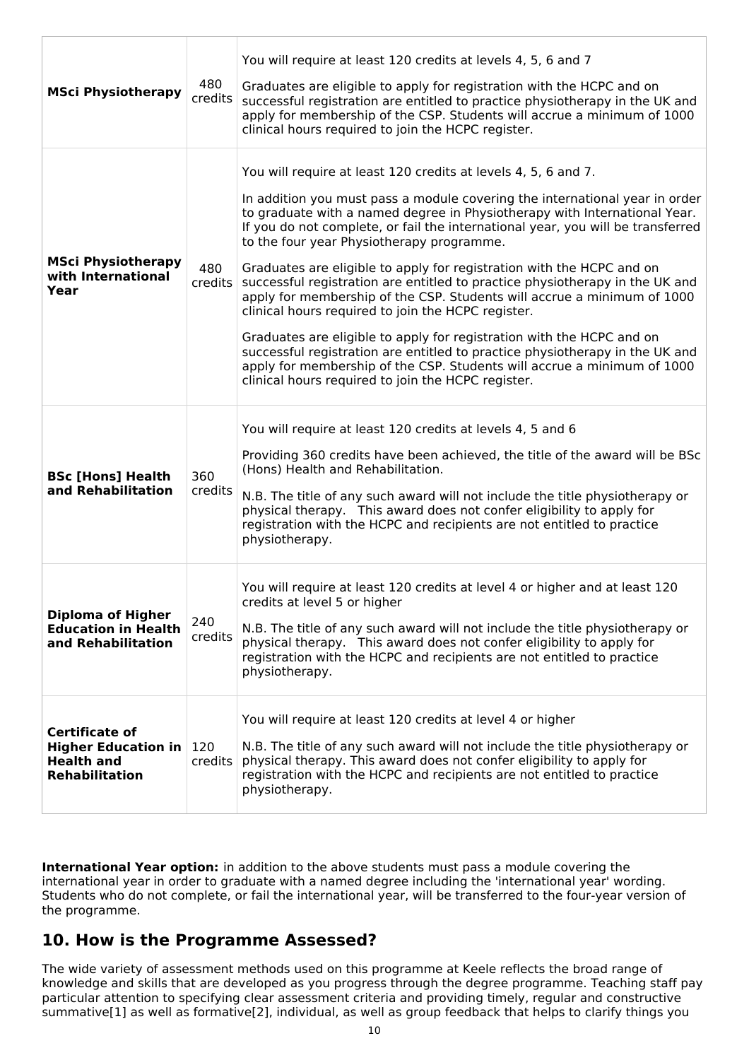| | | |
|---|---|---|
| **MSci Physiotherapy** | 480 credits | You will require at least 120 credits at levels 4, 5, 6 and 7<br><br>Graduates are eligible to apply for registration with the HCPC and on successful registration are entitled to practice physiotherapy in the UK and apply for membership of the CSP. Students will accrue a minimum of 1000 clinical hours required to join the HCPC register. |
| **MSci Physiotherapy with International Year** | 480 credits | You will require at least 120 credits at levels 4, 5, 6 and 7.<br><br>In addition you must pass a module covering the international year in order to graduate with a named degree in Physiotherapy with International Year. If you do not complete, or fail the international year, you will be transferred to the four year Physiotherapy programme.<br><br>Graduates are eligible to apply for registration with the HCPC and on successful registration are entitled to practice physiotherapy in the UK and apply for membership of the CSP. Students will accrue a minimum of 1000 clinical hours required to join the HCPC register.<br><br>Graduates are eligible to apply for registration with the HCPC and on successful registration are entitled to practice physiotherapy in the UK and apply for membership of the CSP. Students will accrue a minimum of 1000 clinical hours required to join the HCPC register. |
| **BSc [Hons] Health and Rehabilitation** | 360 credits | You will require at least 120 credits at levels 4, 5 and 6<br><br>Providing 360 credits have been achieved, the title of the award will be BSc (Hons) Health and Rehabilitation.<br><br>N.B. The title of any such award will not include the title physiotherapy or physical therapy. This award does not confer eligibility to apply for registration with the HCPC and recipients are not entitled to practice physiotherapy. |
| **Diploma of Higher Education in Health and Rehabilitation** | 240 credits | You will require at least 120 credits at level 4 or higher and at least 120 credits at level 5 or higher<br><br>N.B. The title of any such award will not include the title physiotherapy or physical therapy. This award does not confer eligibility to apply for registration with the HCPC and recipients are not entitled to practice physiotherapy. |
| **Certificate of Higher Education in Health and Rehabilitation** | 120 credits | You will require at least 120 credits at level 4 or higher<br><br>N.B. The title of any such award will not include the title physiotherapy or physical therapy. This award does not confer eligibility to apply for registration with the HCPC and recipients are not entitled to practice physiotherapy. |

**International Year option:** in addition to the above students must pass a module covering the international year in order to graduate with a named degree including the 'international year' wording. Students who do not complete, or fail the international year, will be transferred to the four-year version of the programme.

## 10. How is the Programme Assessed?

The wide variety of assessment methods used on this programme at Keele reflects the broad range of knowledge and skills that are developed as you progress through the degree programme. Teaching staff pay particular attention to specifying clear assessment criteria and providing timely, regular and constructive summative[1] as well as formative[2], individual, as well as group feedback that helps to clarify things you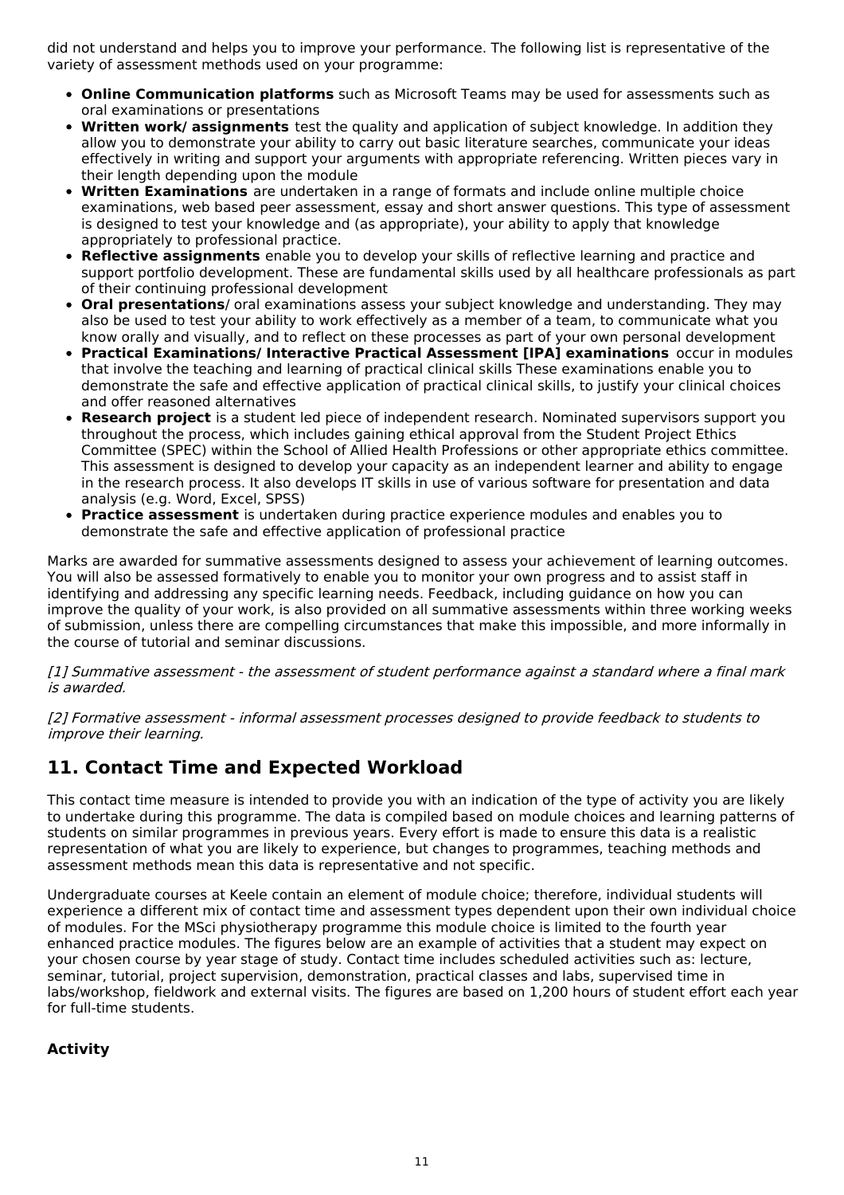did not understand and helps you to improve your performance. The following list is representative of the variety of assessment methods used on your programme:

- **Online Communication platforms** such as Microsoft Teams may be used for assessments such as oral examinations or presentations
- **Written work/ assignments** test the quality and application of subject knowledge. In addition they allow you to demonstrate your ability to carry out basic literature searches, communicate your ideas effectively in writing and support your arguments with appropriate referencing. Written pieces vary in their length depending upon the module
- **Written Examinations** are undertaken in a range of formats and include online multiple choice examinations, web based peer assessment, essay and short answer questions. This type of assessment is designed to test your knowledge and (as appropriate), your ability to apply that knowledge appropriately to professional practice.
- **Reflective assignments** enable you to develop your skills of reflective learning and practice and support portfolio development. These are fundamental skills used by all healthcare professionals as part of their continuing professional development
- **Oral presentations**/ oral examinations assess your subject knowledge and understanding. They may also be used to test your ability to work effectively as a member of a team, to communicate what you know orally and visually, and to reflect on these processes as part of your own personal development
- **Practical Examinations/ Interactive Practical Assessment [IPA] examinations** occur in modules that involve the teaching and learning of practical clinical skills These examinations enable you to demonstrate the safe and effective application of practical clinical skills, to justify your clinical choices and offer reasoned alternatives
- **Research project** is a student led piece of independent research. Nominated supervisors support you throughout the process, which includes gaining ethical approval from the Student Project Ethics Committee (SPEC) within the School of Allied Health Professions or other appropriate ethics committee. This assessment is designed to develop your capacity as an independent learner and ability to engage in the research process. It also develops IT skills in use of various software for presentation and data analysis (e.g. Word, Excel, SPSS)
- **Practice assessment** is undertaken during practice experience modules and enables you to demonstrate the safe and effective application of professional practice

Marks are awarded for summative assessments designed to assess your achievement of learning outcomes. You will also be assessed formatively to enable you to monitor your own progress and to assist staff in identifying and addressing any specific learning needs. Feedback, including guidance on how you can improve the quality of your work, is also provided on all summative assessments within three working weeks of submission, unless there are compelling circumstances that make this impossible, and more informally in the course of tutorial and seminar discussions.

*[1] Summative assessment - the assessment of student performance against a standard where a final mark is awarded.*

*[2] Formative assessment - informal assessment processes designed to provide feedback to students to improve their learning.*

## 11. Contact Time and Expected Workload

This contact time measure is intended to provide you with an indication of the type of activity you are likely to undertake during this programme. The data is compiled based on module choices and learning patterns of students on similar programmes in previous years. Every effort is made to ensure this data is a realistic representation of what you are likely to experience, but changes to programmes, teaching methods and assessment methods mean this data is representative and not specific.

Undergraduate courses at Keele contain an element of module choice; therefore, individual students will experience a different mix of contact time and assessment types dependent upon their own individual choice of modules. For the MSci physiotherapy programme this module choice is limited to the fourth year enhanced practice modules. The figures below are an example of activities that a student may expect on your chosen course by year stage of study. Contact time includes scheduled activities such as: lecture, seminar, tutorial, project supervision, demonstration, practical classes and labs, supervised time in labs/workshop, fieldwork and external visits. The figures are based on 1,200 hours of student effort each year for full-time students.

**Activity**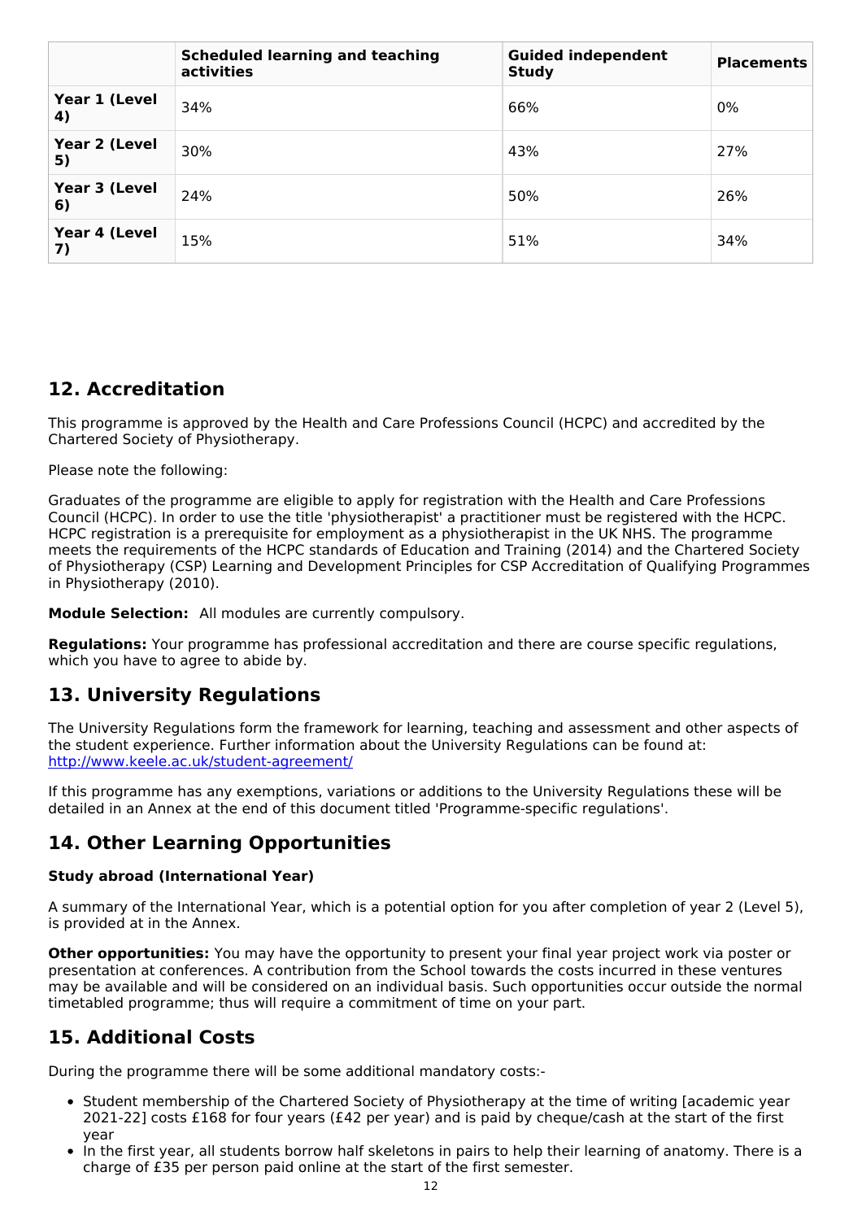| | Scheduled learning and teaching activities | Guided independent Study | Placements |
|---|---|---|---|
| **Year 1 (Level 4)** | 34% | 66% | 0% |
| **Year 2 (Level 5)** | 30% | 43% | 27% |
| **Year 3 (Level 6)** | 24% | 50% | 26% |
| **Year 4 (Level 7)** | 15% | 51% | 34% |

## 12. Accreditation

This programme is approved by the Health and Care Professions Council (HCPC) and accredited by the Chartered Society of Physiotherapy.

Please note the following:

Graduates of the programme are eligible to apply for registration with the Health and Care Professions Council (HCPC). In order to use the title 'physiotherapist' a practitioner must be registered with the HCPC. HCPC registration is a prerequisite for employment as a physiotherapist in the UK NHS. The programme meets the requirements of the HCPC standards of Education and Training (2014) and the Chartered Society of Physiotherapy (CSP) Learning and Development Principles for CSP Accreditation of Qualifying Programmes in Physiotherapy (2010).

**Module Selection:** All modules are currently compulsory.

**Regulations:** Your programme has professional accreditation and there are course specific regulations, which you have to agree to abide by.

## 13. University Regulations

The University Regulations form the framework for learning, teaching and assessment and other aspects of the student experience. Further information about the University Regulations can be found at: [http://www.keele.ac.uk/student-agreement/](http://www.keele.ac.uk/student-agreement/)

If this programme has any exemptions, variations or additions to the University Regulations these will be detailed in an Annex at the end of this document titled 'Programme-specific regulations'.

## 14. Other Learning Opportunities

### Study abroad (International Year)

A summary of the International Year, which is a potential option for you after completion of year 2 (Level 5), is provided at in the Annex.

**Other opportunities:** You may have the opportunity to present your final year project work via poster or presentation at conferences. A contribution from the School towards the costs incurred in these ventures may be available and will be considered on an individual basis. Such opportunities occur outside the normal timetabled programme; thus will require a commitment of time on your part.

## 15. Additional Costs

During the programme there will be some additional mandatory costs:-

- Student membership of the Chartered Society of Physiotherapy at the time of writing [academic year 2021-22] costs £168 for four years (£42 per year) and is paid by cheque/cash at the start of the first year
- In the first year, all students borrow half skeletons in pairs to help their learning of anatomy. There is a charge of £35 per person paid online at the start of the first semester.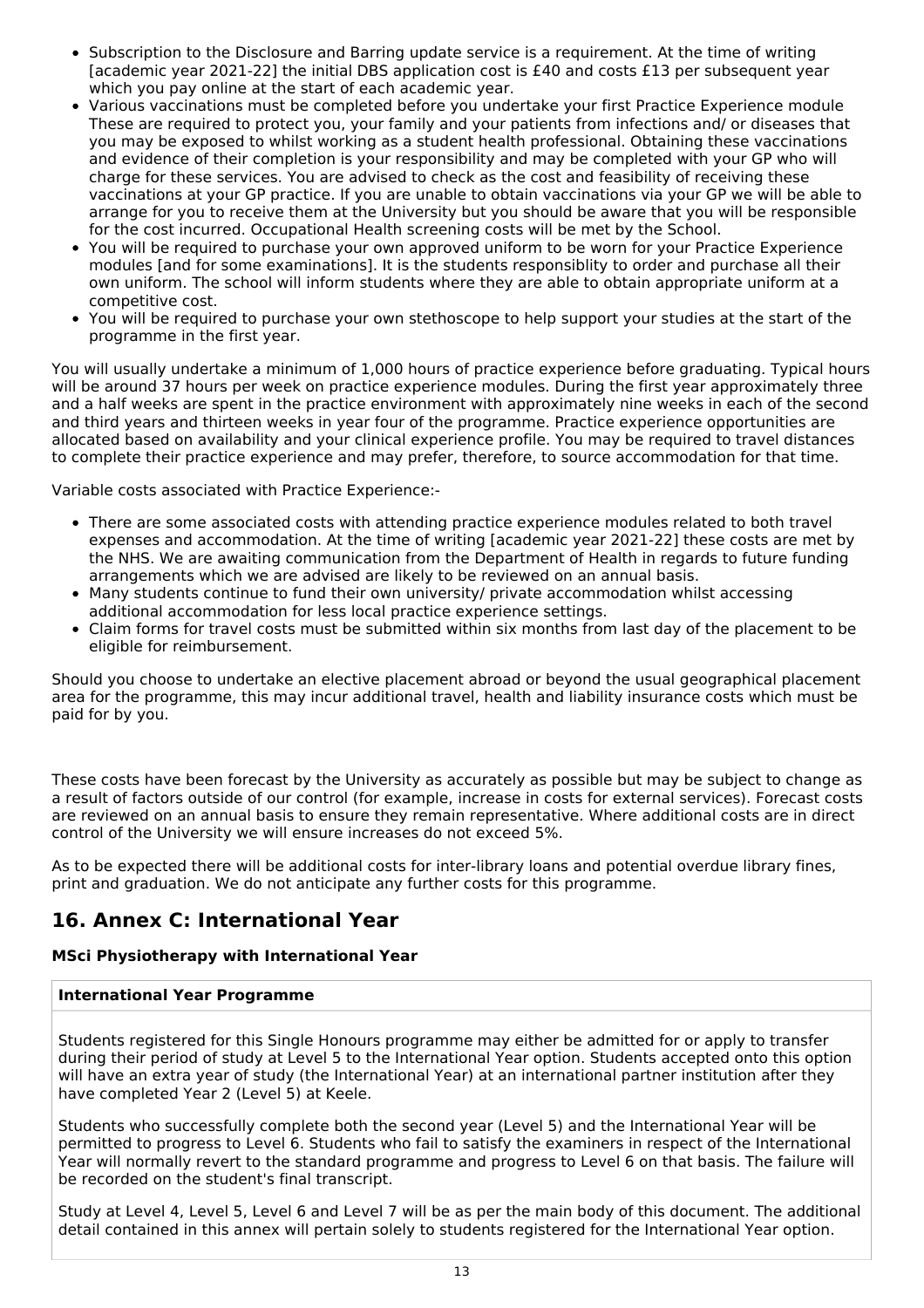- Subscription to the Disclosure and Barring update service is a requirement. At the time of writing [academic year 2021-22] the initial DBS application cost is £40 and costs £13 per subsequent year which you pay online at the start of each academic year.
- Various vaccinations must be completed before you undertake your first Practice Experience module These are required to protect you, your family and your patients from infections and/ or diseases that you may be exposed to whilst working as a student health professional. Obtaining these vaccinations and evidence of their completion is your responsibility and may be completed with your GP who will charge for these services. You are advised to check as the cost and feasibility of receiving these vaccinations at your GP practice. If you are unable to obtain vaccinations via your GP we will be able to arrange for you to receive them at the University but you should be aware that you will be responsible for the cost incurred. Occupational Health screening costs will be met by the School.
- You will be required to purchase your own approved uniform to be worn for your Practice Experience modules [and for some examinations]. It is the students responsiblity to order and purchase all their own uniform. The school will inform students where they are able to obtain appropriate uniform at a competitive cost.
- You will be required to purchase your own stethoscope to help support your studies at the start of the programme in the first year.

You will usually undertake a minimum of 1,000 hours of practice experience before graduating. Typical hours will be around 37 hours per week on practice experience modules. During the first year approximately three and a half weeks are spent in the practice environment with approximately nine weeks in each of the second and third years and thirteen weeks in year four of the programme. Practice experience opportunities are allocated based on availability and your clinical experience profile. You may be required to travel distances to complete their practice experience and may prefer, therefore, to source accommodation for that time.

Variable costs associated with Practice Experience:-

- There are some associated costs with attending practice experience modules related to both travel expenses and accommodation. At the time of writing [academic year 2021-22] these costs are met by the NHS. We are awaiting communication from the Department of Health in regards to future funding arrangements which we are advised are likely to be reviewed on an annual basis.
- Many students continue to fund their own university/ private accommodation whilst accessing additional accommodation for less local practice experience settings.
- Claim forms for travel costs must be submitted within six months from last day of the placement to be eligible for reimbursement.

Should you choose to undertake an elective placement abroad or beyond the usual geographical placement area for the programme, this may incur additional travel, health and liability insurance costs which must be paid for by you.

These costs have been forecast by the University as accurately as possible but may be subject to change as a result of factors outside of our control (for example, increase in costs for external services). Forecast costs are reviewed on an annual basis to ensure they remain representative. Where additional costs are in direct control of the University we will ensure increases do not exceed 5%.

As to be expected there will be additional costs for inter-library loans and potential overdue library fines, print and graduation. We do not anticipate any further costs for this programme.

## 16. Annex C: International Year

**MSci Physiotherapy with International Year**

**International Year Programme**

Students registered for this Single Honours programme may either be admitted for or apply to transfer during their period of study at Level 5 to the International Year option. Students accepted onto this option will have an extra year of study (the International Year) at an international partner institution after they have completed Year 2 (Level 5) at Keele.

Students who successfully complete both the second year (Level 5) and the International Year will be permitted to progress to Level 6. Students who fail to satisfy the examiners in respect of the International Year will normally revert to the standard programme and progress to Level 6 on that basis. The failure will be recorded on the student's final transcript.

Study at Level 4, Level 5, Level 6 and Level 7 will be as per the main body of this document. The additional detail contained in this annex will pertain solely to students registered for the International Year option.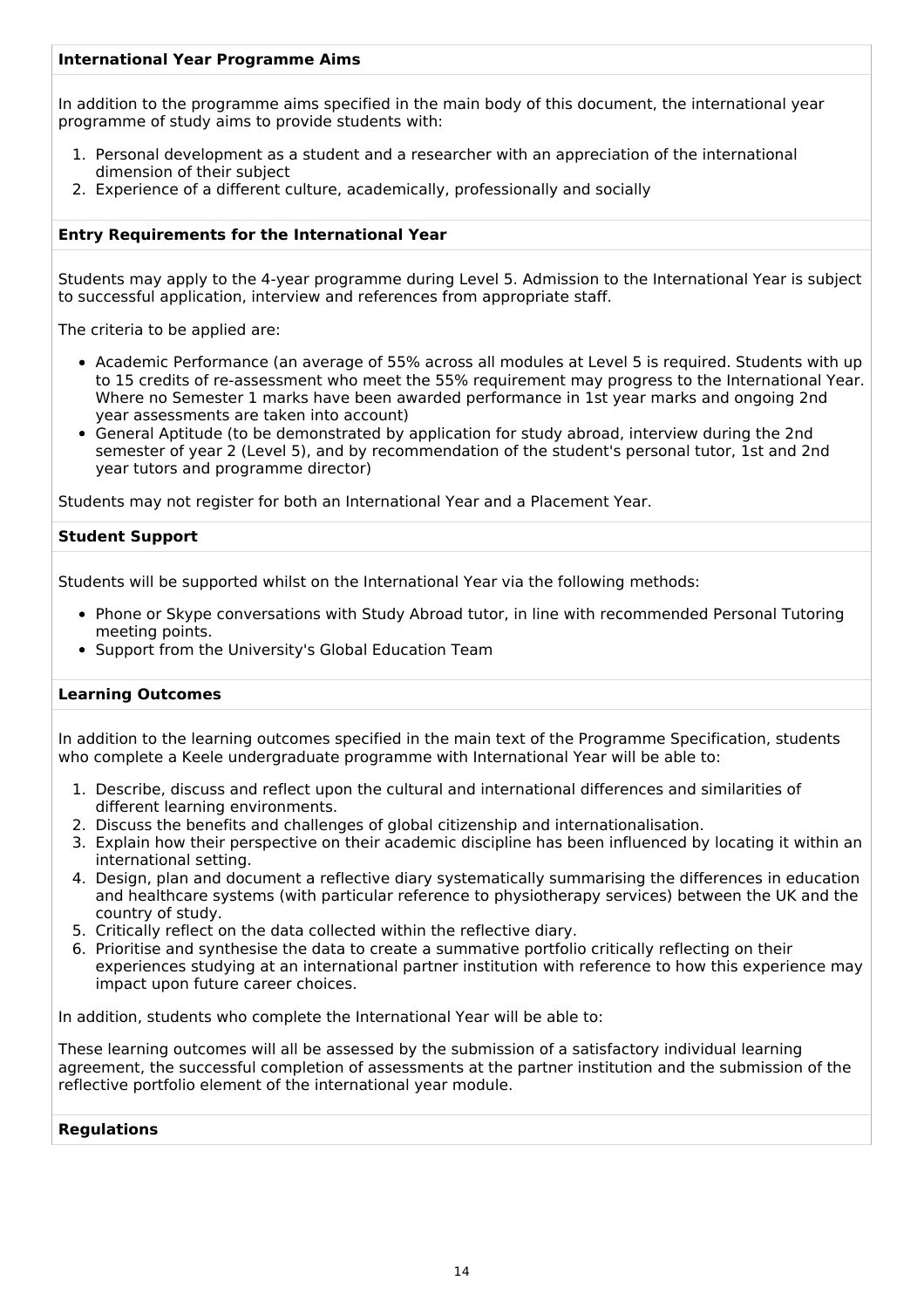### International Year Programme Aims

In addition to the programme aims specified in the main body of this document, the international year programme of study aims to provide students with:

1. Personal development as a student and a researcher with an appreciation of the international dimension of their subject
2. Experience of a different culture, academically, professionally and socially

### Entry Requirements for the International Year

Students may apply to the 4-year programme during Level 5. Admission to the International Year is subject to successful application, interview and references from appropriate staff.

The criteria to be applied are:

- Academic Performance (an average of 55% across all modules at Level 5 is required. Students with up to 15 credits of re-assessment who meet the 55% requirement may progress to the International Year. Where no Semester 1 marks have been awarded performance in 1st year marks and ongoing 2nd year assessments are taken into account)
- General Aptitude (to be demonstrated by application for study abroad, interview during the 2nd semester of year 2 (Level 5), and by recommendation of the student's personal tutor, 1st and 2nd year tutors and programme director)

Students may not register for both an International Year and a Placement Year.

### Student Support

Students will be supported whilst on the International Year via the following methods:

- Phone or Skype conversations with Study Abroad tutor, in line with recommended Personal Tutoring meeting points.
- Support from the University's Global Education Team

### Learning Outcomes

In addition to the learning outcomes specified in the main text of the Programme Specification, students who complete a Keele undergraduate programme with International Year will be able to:

1. Describe, discuss and reflect upon the cultural and international differences and similarities of different learning environments.
2. Discuss the benefits and challenges of global citizenship and internationalisation.
3. Explain how their perspective on their academic discipline has been influenced by locating it within an international setting.
4. Design, plan and document a reflective diary systematically summarising the differences in education and healthcare systems (with particular reference to physiotherapy services) between the UK and the country of study.
5. Critically reflect on the data collected within the reflective diary.
6. Prioritise and synthesise the data to create a summative portfolio critically reflecting on their experiences studying at an international partner institution with reference to how this experience may impact upon future career choices.

In addition, students who complete the International Year will be able to:

These learning outcomes will all be assessed by the submission of a satisfactory individual learning agreement, the successful completion of assessments at the partner institution and the submission of the reflective portfolio element of the international year module.

### Regulations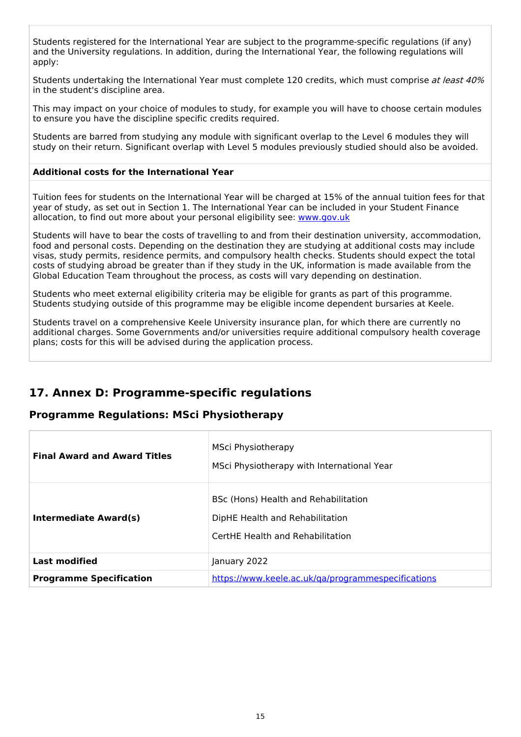Students registered for the International Year are subject to the programme-specific regulations (if any) and the University regulations. In addition, during the International Year, the following regulations will apply:

Students undertaking the International Year must complete 120 credits, which must comprise *at least 40%* in the student's discipline area.

This may impact on your choice of modules to study, for example you will have to choose certain modules to ensure you have the discipline specific credits required.

Students are barred from studying any module with significant overlap to the Level 6 modules they will study on their return. Significant overlap with Level 5 modules previously studied should also be avoided.

**Additional costs for the International Year**

Tuition fees for students on the International Year will be charged at 15% of the annual tuition fees for that year of study, as set out in Section 1. The International Year can be included in your Student Finance allocation, to find out more about your personal eligibility see: [www.gov.uk](www.gov.uk)

Students will have to bear the costs of travelling to and from their destination university, accommodation, food and personal costs. Depending on the destination they are studying at additional costs may include visas, study permits, residence permits, and compulsory health checks. Students should expect the total costs of studying abroad be greater than if they study in the UK, information is made available from the Global Education Team throughout the process, as costs will vary depending on destination.

Students who meet external eligibility criteria may be eligible for grants as part of this programme. Students studying outside of this programme may be eligible income dependent bursaries at Keele.

Students travel on a comprehensive Keele University insurance plan, for which there are currently no additional charges. Some Governments and/or universities require additional compulsory health coverage plans; costs for this will be advised during the application process.

## 17. Annex D: Programme-specific regulations

### Programme Regulations: MSci Physiotherapy

| | |
|---|---|
| **Final Award and Award Titles** | MSci Physiotherapy<br>MSci Physiotherapy with International Year |
| **Intermediate Award(s)** | BSc (Hons) Health and Rehabilitation<br>DipHE Health and Rehabilitation<br>CertHE Health and Rehabilitation |
| **Last modified** | January 2022 |
| **Programme Specification** | [https://www.keele.ac.uk/qa/programmespecifications](https://www.keele.ac.uk/qa/programmespecifications) |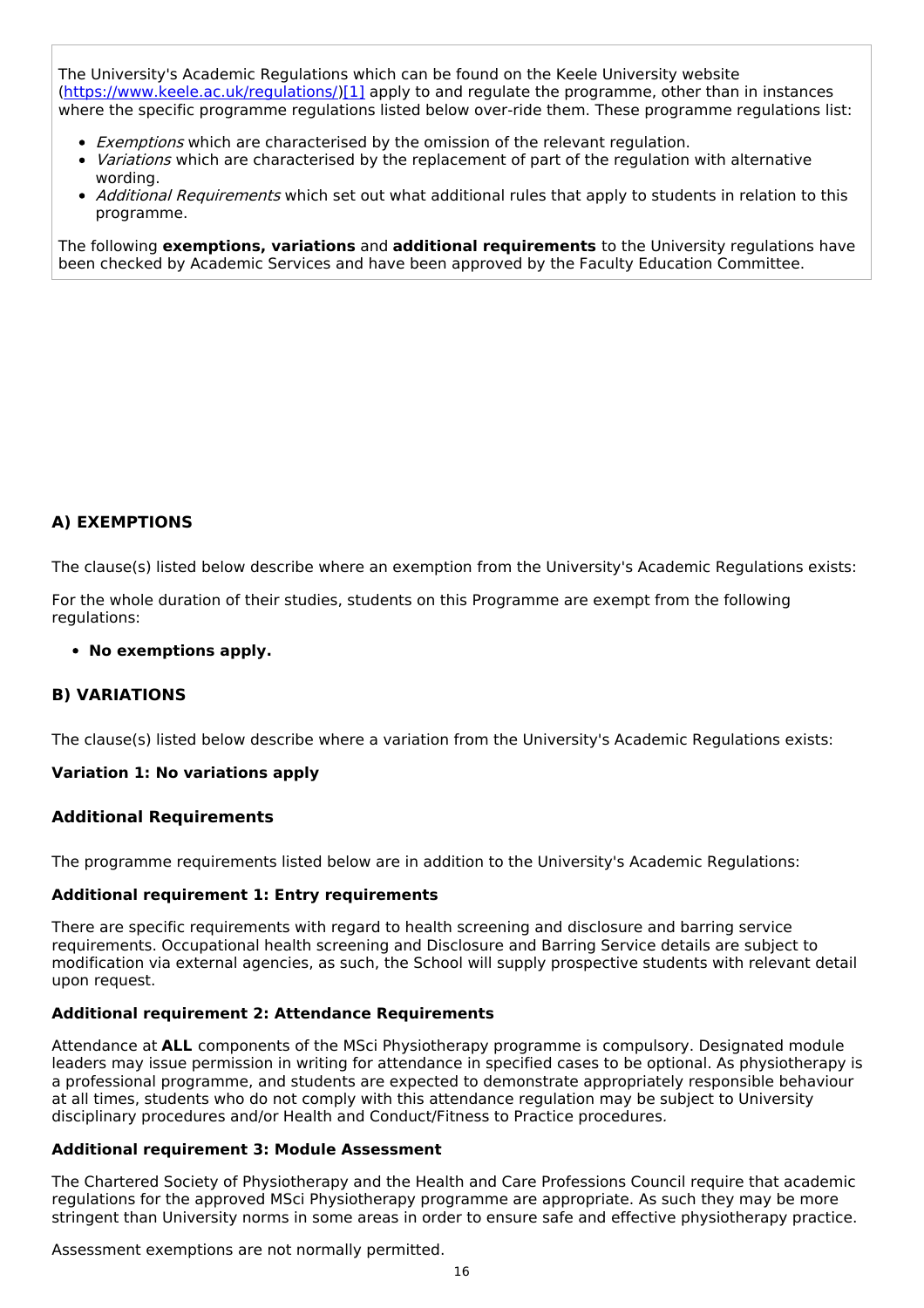The University's Academic Regulations which can be found on the Keele University website (https://www.keele.ac.uk/regulations/)[1] apply to and regulate the programme, other than in instances where the specific programme regulations listed below over-ride them. These programme regulations list:

- *Exemptions* which are characterised by the omission of the relevant regulation.
- *Variations* which are characterised by the replacement of part of the regulation with alternative wording.
- *Additional Requirements* which set out what additional rules that apply to students in relation to this programme.

The following **exemptions, variations** and **additional requirements** to the University regulations have been checked by Academic Services and have been approved by the Faculty Education Committee.

### A) EXEMPTIONS

The clause(s) listed below describe where an exemption from the University's Academic Regulations exists:

For the whole duration of their studies, students on this Programme are exempt from the following regulations:

- **No exemptions apply.**

### B) VARIATIONS

The clause(s) listed below describe where a variation from the University's Academic Regulations exists:

**Variation 1: No variations apply**

### Additional Requirements

The programme requirements listed below are in addition to the University's Academic Regulations:

**Additional requirement 1: Entry requirements**

There are specific requirements with regard to health screening and disclosure and barring service requirements. Occupational health screening and Disclosure and Barring Service details are subject to modification via external agencies, as such, the School will supply prospective students with relevant detail upon request.

**Additional requirement 2: Attendance Requirements**

Attendance at **ALL** components of the MSci Physiotherapy programme is compulsory. Designated module leaders may issue permission in writing for attendance in specified cases to be optional. As physiotherapy is a professional programme, and students are expected to demonstrate appropriately responsible behaviour at all times, students who do not comply with this attendance regulation may be subject to University disciplinary procedures and/or Health and Conduct/Fitness to Practice procedures.

**Additional requirement 3: Module Assessment**

The Chartered Society of Physiotherapy and the Health and Care Professions Council require that academic regulations for the approved MSci Physiotherapy programme are appropriate. As such they may be more stringent than University norms in some areas in order to ensure safe and effective physiotherapy practice.

Assessment exemptions are not normally permitted.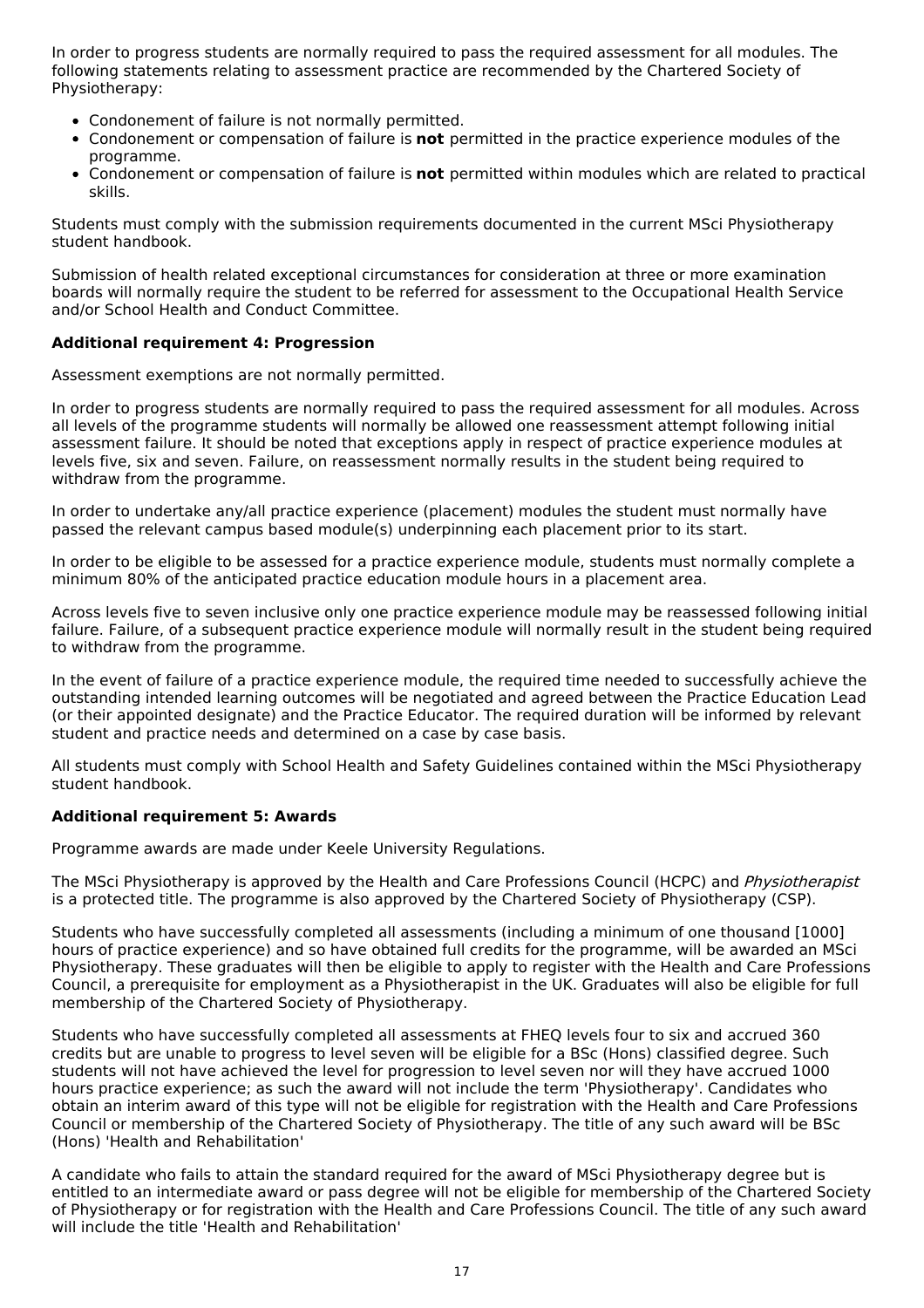In order to progress students are normally required to pass the required assessment for all modules. The following statements relating to assessment practice are recommended by the Chartered Society of Physiotherapy:

- Condonement of failure is not normally permitted.
- Condonement or compensation of failure is **not** permitted in the practice experience modules of the programme.
- Condonement or compensation of failure is **not** permitted within modules which are related to practical skills.

Students must comply with the submission requirements documented in the current MSci Physiotherapy student handbook.

Submission of health related exceptional circumstances for consideration at three or more examination boards will normally require the student to be referred for assessment to the Occupational Health Service and/or School Health and Conduct Committee.

**Additional requirement 4: Progression**

Assessment exemptions are not normally permitted.

In order to progress students are normally required to pass the required assessment for all modules. Across all levels of the programme students will normally be allowed one reassessment attempt following initial assessment failure. It should be noted that exceptions apply in respect of practice experience modules at levels five, six and seven. Failure, on reassessment normally results in the student being required to withdraw from the programme.

In order to undertake any/all practice experience (placement) modules the student must normally have passed the relevant campus based module(s) underpinning each placement prior to its start.

In order to be eligible to be assessed for a practice experience module, students must normally complete a minimum 80% of the anticipated practice education module hours in a placement area.

Across levels five to seven inclusive only one practice experience module may be reassessed following initial failure. Failure, of a subsequent practice experience module will normally result in the student being required to withdraw from the programme.

In the event of failure of a practice experience module, the required time needed to successfully achieve the outstanding intended learning outcomes will be negotiated and agreed between the Practice Education Lead (or their appointed designate) and the Practice Educator. The required duration will be informed by relevant student and practice needs and determined on a case by case basis.

All students must comply with School Health and Safety Guidelines contained within the MSci Physiotherapy student handbook.

**Additional requirement 5: Awards**

Programme awards are made under Keele University Regulations.

The MSci Physiotherapy is approved by the Health and Care Professions Council (HCPC) and *Physiotherapist* is a protected title. The programme is also approved by the Chartered Society of Physiotherapy (CSP).

Students who have successfully completed all assessments (including a minimum of one thousand [1000] hours of practice experience) and so have obtained full credits for the programme, will be awarded an MSci Physiotherapy. These graduates will then be eligible to apply to register with the Health and Care Professions Council, a prerequisite for employment as a Physiotherapist in the UK. Graduates will also be eligible for full membership of the Chartered Society of Physiotherapy.

Students who have successfully completed all assessments at FHEQ levels four to six and accrued 360 credits but are unable to progress to level seven will be eligible for a BSc (Hons) classified degree. Such students will not have achieved the level for progression to level seven nor will they have accrued 1000 hours practice experience; as such the award will not include the term 'Physiotherapy'. Candidates who obtain an interim award of this type will not be eligible for registration with the Health and Care Professions Council or membership of the Chartered Society of Physiotherapy. The title of any such award will be BSc (Hons) 'Health and Rehabilitation'

A candidate who fails to attain the standard required for the award of MSci Physiotherapy degree but is entitled to an intermediate award or pass degree will not be eligible for membership of the Chartered Society of Physiotherapy or for registration with the Health and Care Professions Council. The title of any such award will include the title 'Health and Rehabilitation'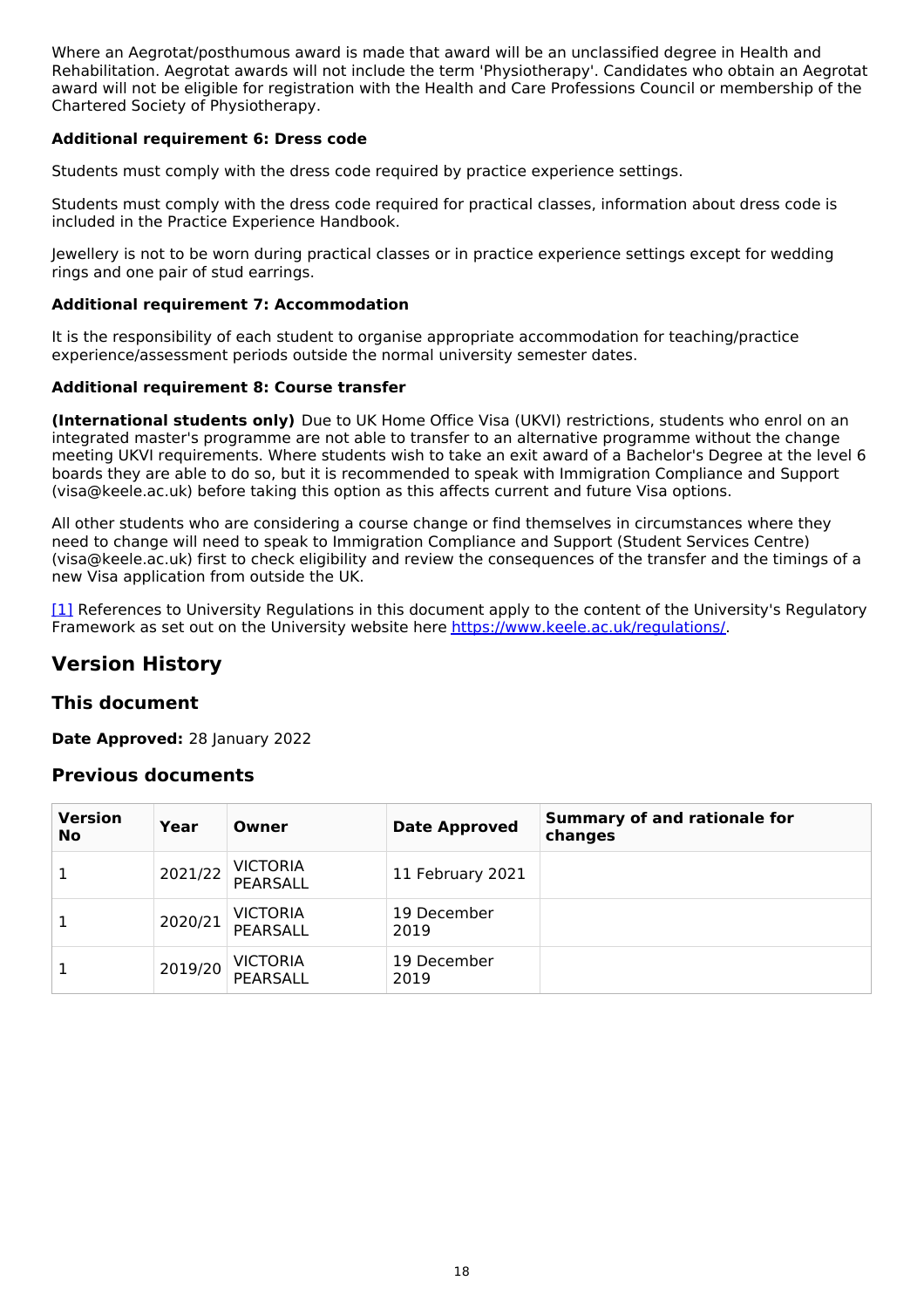Where an Aegrotat/posthumous award is made that award will be an unclassified degree in Health and Rehabilitation. Aegrotat awards will not include the term 'Physiotherapy'. Candidates who obtain an Aegrotat award will not be eligible for registration with the Health and Care Professions Council or membership of the Chartered Society of Physiotherapy.

**Additional requirement 6: Dress code**

Students must comply with the dress code required by practice experience settings.

Students must comply with the dress code required for practical classes, information about dress code is included in the Practice Experience Handbook.

Jewellery is not to be worn during practical classes or in practice experience settings except for wedding rings and one pair of stud earrings.

**Additional requirement 7: Accommodation**

It is the responsibility of each student to organise appropriate accommodation for teaching/practice experience/assessment periods outside the normal university semester dates.

**Additional requirement 8: Course transfer**

**(International students only)** Due to UK Home Office Visa (UKVI) restrictions, students who enrol on an integrated master's programme are not able to transfer to an alternative programme without the change meeting UKVI requirements. Where students wish to take an exit award of a Bachelor's Degree at the level 6 boards they are able to do so, but it is recommended to speak with Immigration Compliance and Support (visa@keele.ac.uk) before taking this option as this affects current and future Visa options.

All other students who are considering a course change or find themselves in circumstances where they need to change will need to speak to Immigration Compliance and Support (Student Services Centre) (visa@keele.ac.uk) first to check eligibility and review the consequences of the transfer and the timings of a new Visa application from outside the UK.

[1] References to University Regulations in this document apply to the content of the University's Regulatory Framework as set out on the University website here https://www.keele.ac.uk/regulations/.

## Version History

### This document

**Date Approved:** 28 January 2022

### Previous documents

| Version No | Year | Owner | Date Approved | Summary of and rationale for changes |
|---|---|---|---|---|
| 1 | 2021/22 | VICTORIA PEARSALL | 11 February 2021 | |
| 1 | 2020/21 | VICTORIA PEARSALL | 19 December 2019 | |
| 1 | 2019/20 | VICTORIA PEARSALL | 19 December 2019 | |